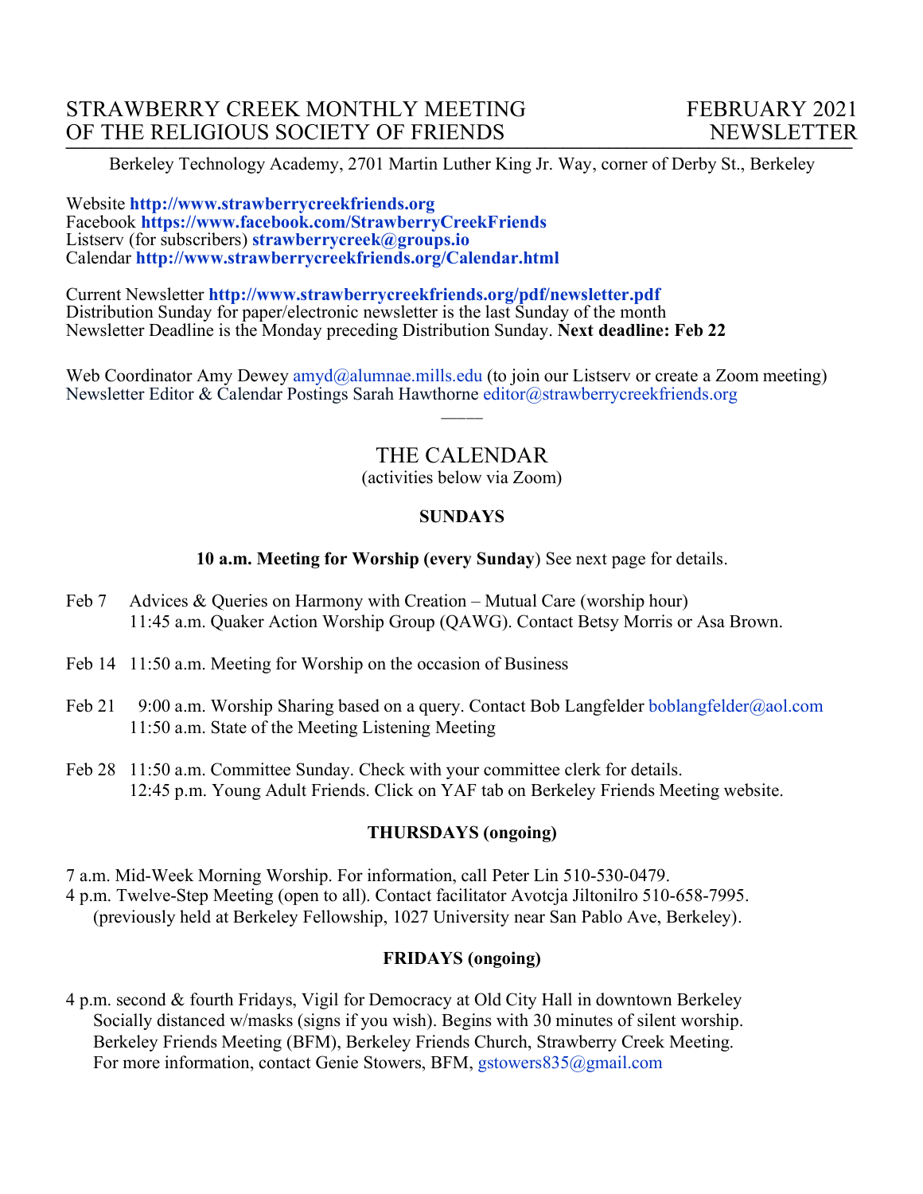# STRAWBERRY CREEK MONTHLY MEETING OF THE RELIGIOUS SOCIETY OF FRIENDS

# FEBRUARY 2021 NEWSLETTER

Berkeley Technology Academy, 2701 Martin Luther King Jr. Way, corner of Derby St., Berkeley

Website **http://www.strawberrycreekfriends.org**
Facebook **https://www.facebook.com/StrawberryCreekFriends**
Listserv (for subscribers) **strawberrycreek@groups.io**
Calendar **http://www.strawberrycreekfriends.org/Calendar.html**

Current Newsletter **http://www.strawberrycreekfriends.org/pdf/newsletter.pdf**
Distribution Sunday for paper/electronic newsletter is the last Sunday of the month
Newsletter Deadline is the Monday preceding Distribution Sunday. **Next deadline: Feb 22**

Web Coordinator Amy Dewey amyd@alumnae.mills.edu (to join our Listserv or create a Zoom meeting)
Newsletter Editor & Calendar Postings Sarah Hawthorne editor@strawberrycreekfriends.org

———

## THE CALENDAR

(activities below via Zoom)

### SUNDAYS

**10 a.m. Meeting for Worship (every Sunday**) See next page for details.

Feb 7 Advices & Queries on Harmony with Creation – Mutual Care (worship hour)
11:45 a.m. Quaker Action Worship Group (QAWG). Contact Betsy Morris or Asa Brown.

Feb 14 11:50 a.m. Meeting for Worship on the occasion of Business

Feb 21 9:00 a.m. Worship Sharing based on a query. Contact Bob Langfelder boblangfelder@aol.com
11:50 a.m. State of the Meeting Listening Meeting

Feb 28 11:50 a.m. Committee Sunday. Check with your committee clerk for details.
12:45 p.m. Young Adult Friends. Click on YAF tab on Berkeley Friends Meeting website.

### THURSDAYS (ongoing)

7 a.m. Mid-Week Morning Worship. For information, call Peter Lin 510-530-0479.
4 p.m. Twelve-Step Meeting (open to all). Contact facilitator Avotcja Jiltonilro 510-658-7995.
(previously held at Berkeley Fellowship, 1027 University near San Pablo Ave, Berkeley).

### FRIDAYS (ongoing)

4 p.m. second & fourth Fridays, Vigil for Democracy at Old City Hall in downtown Berkeley
Socially distanced w/masks (signs if you wish). Begins with 30 minutes of silent worship.
Berkeley Friends Meeting (BFM), Berkeley Friends Church, Strawberry Creek Meeting.
For more information, contact Genie Stowers, BFM, gstowers835@gmail.com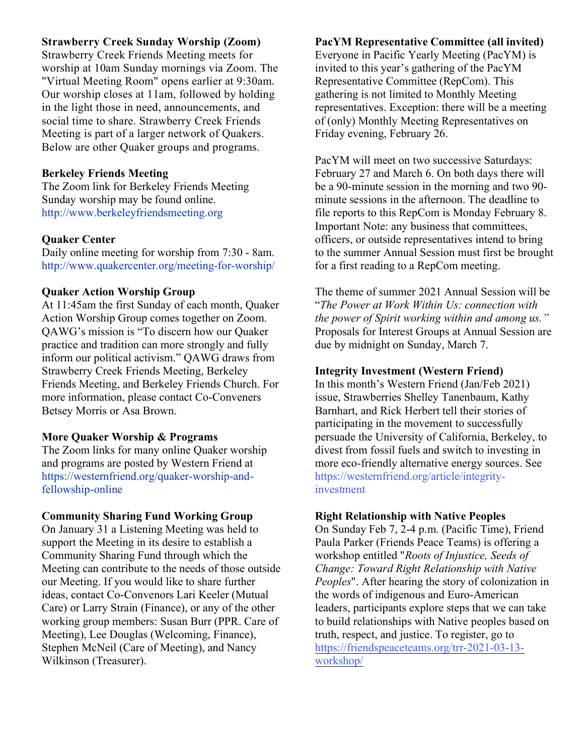**Strawberry Creek Sunday Worship (Zoom)**
Strawberry Creek Friends Meeting meets for worship at 10am Sunday mornings via Zoom. The "Virtual Meeting Room" opens earlier at 9:30am. Our worship closes at 11am, followed by holding in the light those in need, announcements, and social time to share. Strawberry Creek Friends Meeting is part of a larger network of Quakers. Below are other Quaker groups and programs.

**Berkeley Friends Meeting**
The Zoom link for Berkeley Friends Meeting Sunday worship may be found online.
http://www.berkeleyfriendsmeeting.org

**Quaker Center**
Daily online meeting for worship from 7:30 - 8am.
http://www.quakercenter.org/meeting-for-worship/

**Quaker Action Worship Group**
At 11:45am the first Sunday of each month, Quaker Action Worship Group comes together on Zoom. QAWG's mission is "To discern how our Quaker practice and tradition can more strongly and fully inform our political activism." QAWG draws from Strawberry Creek Friends Meeting, Berkeley Friends Meeting, and Berkeley Friends Church. For more information, please contact Co-Conveners Betsey Morris or Asa Brown.

**More Quaker Worship & Programs**
The Zoom links for many online Quaker worship and programs are posted by Western Friend at https://westernfriend.org/quaker-worship-and-fellowship-online

**Community Sharing Fund Working Group**
On January 31 a Listening Meeting was held to support the Meeting in its desire to establish a Community Sharing Fund through which the Meeting can contribute to the needs of those outside our Meeting. If you would like to share further ideas, contact Co-Convenors Lari Keeler (Mutual Care) or Larry Strain (Finance), or any of the other working group members: Susan Burr (PPR. Care of Meeting), Lee Douglas (Welcoming, Finance), Stephen McNeil (Care of Meeting), and Nancy Wilkinson (Treasurer).

**PacYM Representative Committee (all invited)**
Everyone in Pacific Yearly Meeting (PacYM) is invited to this year's gathering of the PacYM Representative Committee (RepCom). This gathering is not limited to Monthly Meeting representatives. Exception: there will be a meeting of (only) Monthly Meeting Representatives on Friday evening, February 26.

PacYM will meet on two successive Saturdays: February 27 and March 6. On both days there will be a 90-minute session in the morning and two 90-minute sessions in the afternoon. The deadline to file reports to this RepCom is Monday February 8. Important Note: any business that committees, officers, or outside representatives intend to bring to the summer Annual Session must first be brought for a first reading to a RepCom meeting.

The theme of summer 2021 Annual Session will be "*The Power at Work Within Us: connection with the power of Spirit working within and among us.*" Proposals for Interest Groups at Annual Session are due by midnight on Sunday, March 7.

**Integrity Investment (Western Friend)**
In this month's Western Friend (Jan/Feb 2021) issue, Strawberries Shelley Tanenbaum, Kathy Barnhart, and Rick Herbert tell their stories of participating in the movement to successfully persuade the University of California, Berkeley, to divest from fossil fuels and switch to investing in more eco-friendly alternative energy sources. See https://westernfriend.org/article/integrity-investment

**Right Relationship with Native Peoples**
On Sunday Feb 7, 2-4 p.m. (Pacific Time), Friend Paula Parker (Friends Peace Teams) is offering a workshop entitled "*Roots of Injustice, Seeds of Change: Toward Right Relationship with Native Peoples*". After hearing the story of colonization in the words of indigenous and Euro-American leaders, participants explore steps that we can take to build relationships with Native peoples based on truth, respect, and justice. To register, go to https://friendspeaceteams.org/trr-2021-03-13-workshop/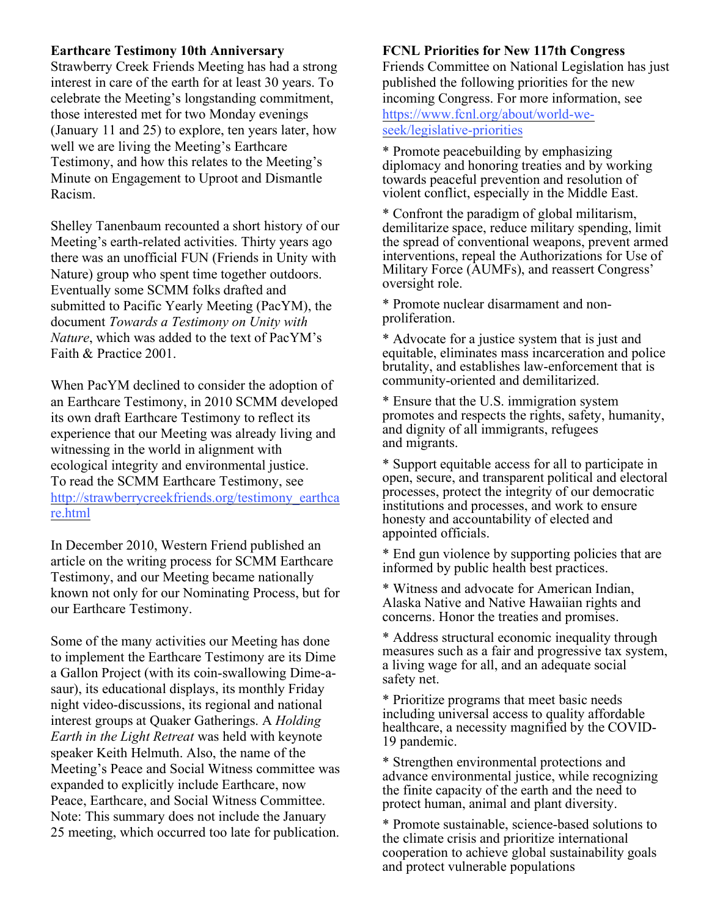## Earthcare Testimony 10th Anniversary

Strawberry Creek Friends Meeting has had a strong interest in care of the earth for at least 30 years. To celebrate the Meeting's longstanding commitment, those interested met for two Monday evenings (January 11 and 25) to explore, ten years later, how well we are living the Meeting's Earthcare Testimony, and how this relates to the Meeting's Minute on Engagement to Uproot and Dismantle Racism.

Shelley Tanenbaum recounted a short history of our Meeting's earth-related activities. Thirty years ago there was an unofficial FUN (Friends in Unity with Nature) group who spent time together outdoors. Eventually some SCMM folks drafted and submitted to Pacific Yearly Meeting (PacYM), the document *Towards a Testimony on Unity with Nature*, which was added to the text of PacYM's Faith & Practice 2001.

When PacYM declined to consider the adoption of an Earthcare Testimony, in 2010 SCMM developed its own draft Earthcare Testimony to reflect its experience that our Meeting was already living and witnessing in the world in alignment with ecological integrity and environmental justice. To read the SCMM Earthcare Testimony, see http://strawberrycreekfriends.org/testimony_earthcare.html

In December 2010, Western Friend published an article on the writing process for SCMM Earthcare Testimony, and our Meeting became nationally known not only for our Nominating Process, but for our Earthcare Testimony.

Some of the many activities our Meeting has done to implement the Earthcare Testimony are its Dime a Gallon Project (with its coin-swallowing Dime-a-saur), its educational displays, its monthly Friday night video-discussions, its regional and national interest groups at Quaker Gatherings. A *Holding Earth in the Light Retreat* was held with keynote speaker Keith Helmuth. Also, the name of the Meeting's Peace and Social Witness committee was expanded to explicitly include Earthcare, now Peace, Earthcare, and Social Witness Committee. Note: This summary does not include the January 25 meeting, which occurred too late for publication.

## FCNL Priorities for New 117th Congress

Friends Committee on National Legislation has just published the following priorities for the new incoming Congress. For more information, see https://www.fcnl.org/about/world-we-seek/legislative-priorities

* Promote peacebuilding by emphasizing diplomacy and honoring treaties and by working towards peaceful prevention and resolution of violent conflict, especially in the Middle East.

* Confront the paradigm of global militarism, demilitarize space, reduce military spending, limit the spread of conventional weapons, prevent armed interventions, repeal the Authorizations for Use of Military Force (AUMFs), and reassert Congress' oversight role.

* Promote nuclear disarmament and non-proliferation.

* Advocate for a justice system that is just and equitable, eliminates mass incarceration and police brutality, and establishes law-enforcement that is community-oriented and demilitarized.

* Ensure that the U.S. immigration system promotes and respects the rights, safety, humanity, and dignity of all immigrants, refugees and migrants.

* Support equitable access for all to participate in open, secure, and transparent political and electoral processes, protect the integrity of our democratic institutions and processes, and work to ensure honesty and accountability of elected and appointed officials.

* End gun violence by supporting policies that are informed by public health best practices.

* Witness and advocate for American Indian, Alaska Native and Native Hawaiian rights and concerns. Honor the treaties and promises.

* Address structural economic inequality through measures such as a fair and progressive tax system, a living wage for all, and an adequate social safety net.

* Prioritize programs that meet basic needs including universal access to quality affordable healthcare, a necessity magnified by the COVID-19 pandemic.

* Strengthen environmental protections and advance environmental justice, while recognizing the finite capacity of the earth and the need to protect human, animal and plant diversity.

* Promote sustainable, science-based solutions to the climate crisis and prioritize international cooperation to achieve global sustainability goals and protect vulnerable populations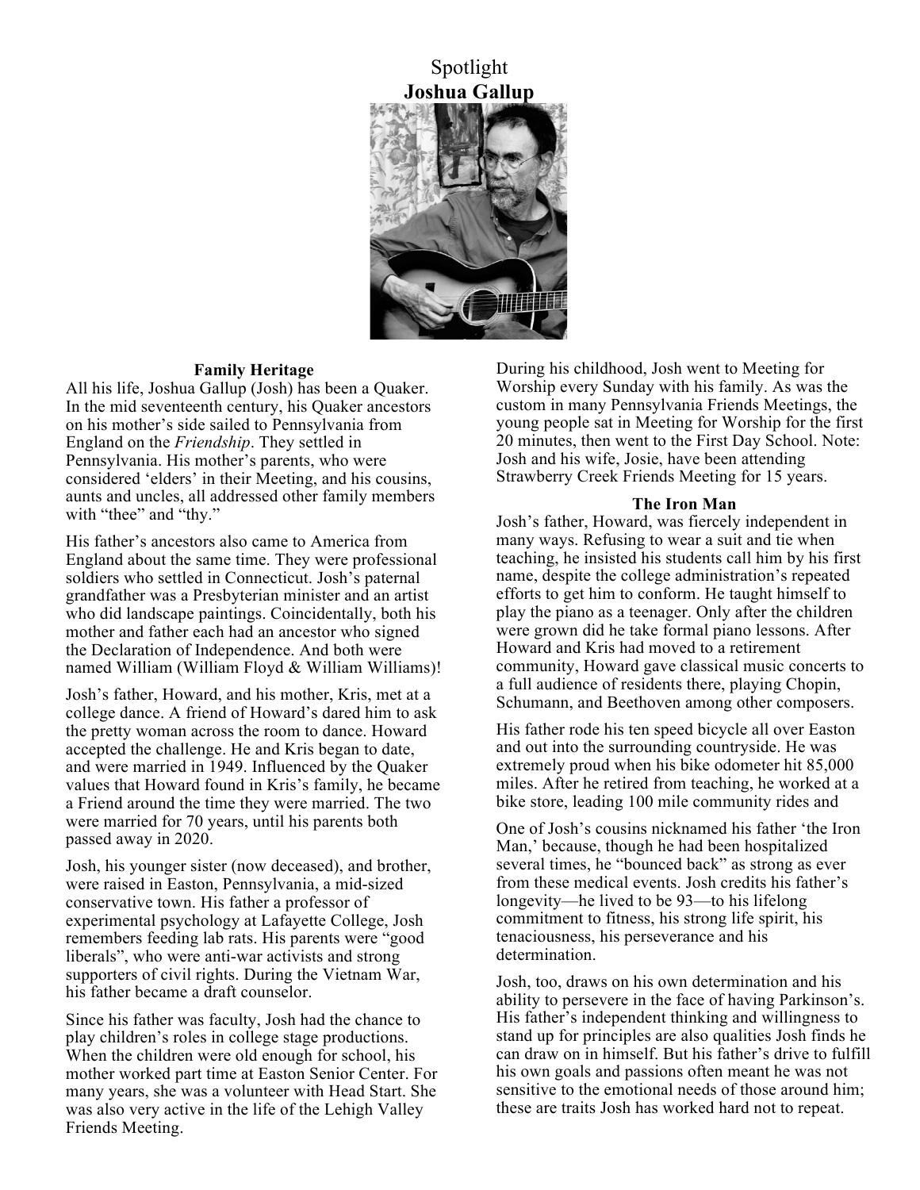# Spotlight

## Joshua Gallup

### Family Heritage

All his life, Joshua Gallup (Josh) has been a Quaker. In the mid seventeenth century, his Quaker ancestors on his mother's side sailed to Pennsylvania from England on the *Friendship*. They settled in Pennsylvania. His mother's parents, who were considered 'elders' in their Meeting, and his cousins, aunts and uncles, all addressed other family members with "thee" and "thy."

His father's ancestors also came to America from England about the same time. They were professional soldiers who settled in Connecticut. Josh's paternal grandfather was a Presbyterian minister and an artist who did landscape paintings. Coincidentally, both his mother and father each had an ancestor who signed the Declaration of Independence. And both were named William (William Floyd & William Williams)!

Josh's father, Howard, and his mother, Kris, met at a college dance. A friend of Howard's dared him to ask the pretty woman across the room to dance. Howard accepted the challenge. He and Kris began to date, and were married in 1949. Influenced by the Quaker values that Howard found in Kris's family, he became a Friend around the time they were married. The two were married for 70 years, until his parents both passed away in 2020.

Josh, his younger sister (now deceased), and brother, were raised in Easton, Pennsylvania, a mid-sized conservative town. His father a professor of experimental psychology at Lafayette College, Josh remembers feeding lab rats. His parents were "good liberals", who were anti-war activists and strong supporters of civil rights. During the Vietnam War, his father became a draft counselor.

Since his father was faculty, Josh had the chance to play children's roles in college stage productions. When the children were old enough for school, his mother worked part time at Easton Senior Center. For many years, she was a volunteer with Head Start. She was also very active in the life of the Lehigh Valley Friends Meeting.

During his childhood, Josh went to Meeting for Worship every Sunday with his family. As was the custom in many Pennsylvania Friends Meetings, the young people sat in Meeting for Worship for the first 20 minutes, then went to the First Day School. Note: Josh and his wife, Josie, have been attending Strawberry Creek Friends Meeting for 15 years.

### The Iron Man

Josh's father, Howard, was fiercely independent in many ways. Refusing to wear a suit and tie when teaching, he insisted his students call him by his first name, despite the college administration's repeated efforts to get him to conform. He taught himself to play the piano as a teenager. Only after the children were grown did he take formal piano lessons. After Howard and Kris had moved to a retirement community, Howard gave classical music concerts to a full audience of residents there, playing Chopin, Schumann, and Beethoven among other composers.

His father rode his ten speed bicycle all over Easton and out into the surrounding countryside. He was extremely proud when his bike odometer hit 85,000 miles. After he retired from teaching, he worked at a bike store, leading 100 mile community rides and

One of Josh's cousins nicknamed his father 'the Iron Man,' because, though he had been hospitalized several times, he "bounced back" as strong as ever from these medical events. Josh credits his father's longevity—he lived to be 93—to his lifelong commitment to fitness, his strong life spirit, his tenaciousness, his perseverance and his determination.

Josh, too, draws on his own determination and his ability to persevere in the face of having Parkinson's. His father's independent thinking and willingness to stand up for principles are also qualities Josh finds he can draw on in himself. But his father's drive to fulfill his own goals and passions often meant he was not sensitive to the emotional needs of those around him; these are traits Josh has worked hard not to repeat.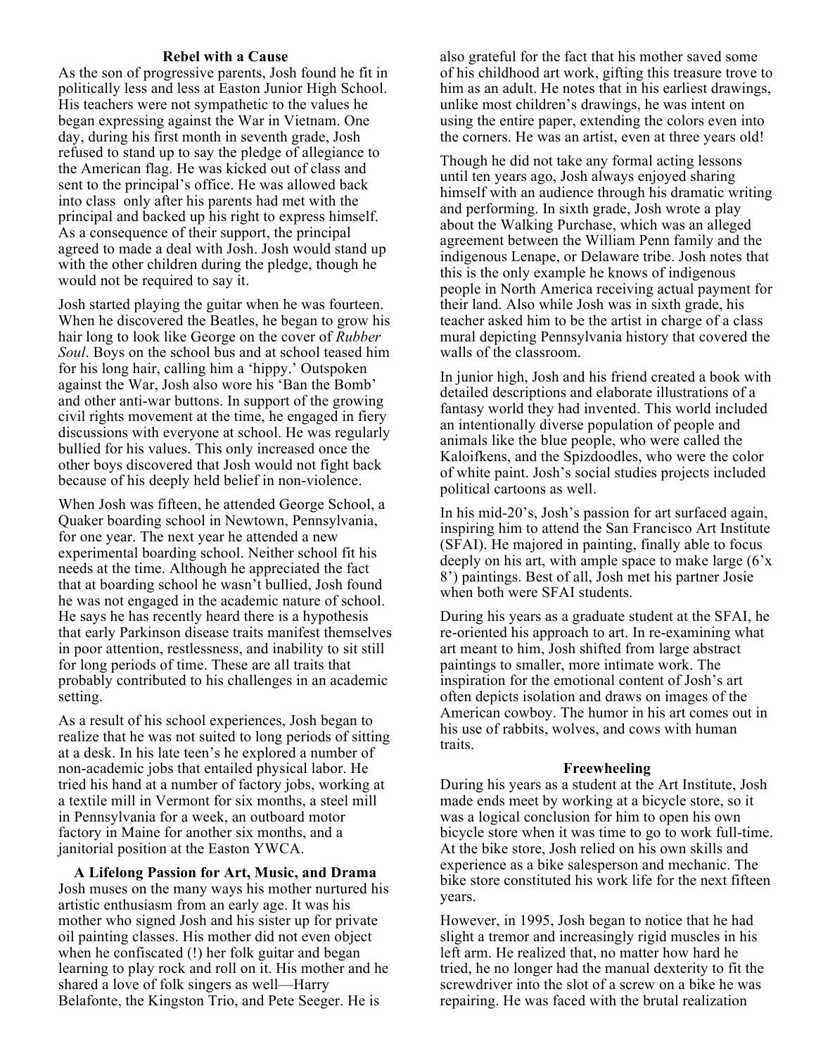### Rebel with a Cause

As the son of progressive parents, Josh found he fit in politically less and less at Easton Junior High School. His teachers were not sympathetic to the values he began expressing against the War in Vietnam. One day, during his first month in seventh grade, Josh refused to stand up to say the pledge of allegiance to the American flag. He was kicked out of class and sent to the principal's office. He was allowed back into class only after his parents had met with the principal and backed up his right to express himself. As a consequence of their support, the principal agreed to made a deal with Josh. Josh would stand up with the other children during the pledge, though he would not be required to say it.

Josh started playing the guitar when he was fourteen. When he discovered the Beatles, he began to grow his hair long to look like George on the cover of *Rubber Soul*. Boys on the school bus and at school teased him for his long hair, calling him a 'hippy.' Outspoken against the War, Josh also wore his 'Ban the Bomb' and other anti-war buttons. In support of the growing civil rights movement at the time, he engaged in fiery discussions with everyone at school. He was regularly bullied for his values. This only increased once the other boys discovered that Josh would not fight back because of his deeply held belief in non-violence.

When Josh was fifteen, he attended George School, a Quaker boarding school in Newtown, Pennsylvania, for one year. The next year he attended a new experimental boarding school. Neither school fit his needs at the time. Although he appreciated the fact that at boarding school he wasn't bullied, Josh found he was not engaged in the academic nature of school. He says he has recently heard there is a hypothesis that early Parkinson disease traits manifest themselves in poor attention, restlessness, and inability to sit still for long periods of time. These are all traits that probably contributed to his challenges in an academic setting.

As a result of his school experiences, Josh began to realize that he was not suited to long periods of sitting at a desk. In his late teen's he explored a number of non-academic jobs that entailed physical labor. He tried his hand at a number of factory jobs, working at a textile mill in Vermont for six months, a steel mill in Pennsylvania for a week, an outboard motor factory in Maine for another six months, and a janitorial position at the Easton YWCA.

### A Lifelong Passion for Art, Music, and Drama

Josh muses on the many ways his mother nurtured his artistic enthusiasm from an early age. It was his mother who signed Josh and his sister up for private oil painting classes. His mother did not even object when he confiscated (!) her folk guitar and began learning to play rock and roll on it. His mother and he shared a love of folk singers as well—Harry Belafonte, the Kingston Trio, and Pete Seeger. He is also grateful for the fact that his mother saved some of his childhood art work, gifting this treasure trove to him as an adult. He notes that in his earliest drawings, unlike most children's drawings, he was intent on using the entire paper, extending the colors even into the corners. He was an artist, even at three years old!

Though he did not take any formal acting lessons until ten years ago, Josh always enjoyed sharing himself with an audience through his dramatic writing and performing. In sixth grade, Josh wrote a play about the Walking Purchase, which was an alleged agreement between the William Penn family and the indigenous Lenape, or Delaware tribe. Josh notes that this is the only example he knows of indigenous people in North America receiving actual payment for their land. Also while Josh was in sixth grade, his teacher asked him to be the artist in charge of a class mural depicting Pennsylvania history that covered the walls of the classroom.

In junior high, Josh and his friend created a book with detailed descriptions and elaborate illustrations of a fantasy world they had invented. This world included an intentionally diverse population of people and animals like the blue people, who were called the Kaloifkens, and the Spizdoodles, who were the color of white paint. Josh's social studies projects included political cartoons as well.

In his mid-20's, Josh's passion for art surfaced again, inspiring him to attend the San Francisco Art Institute (SFAI). He majored in painting, finally able to focus deeply on his art, with ample space to make large (6'x 8') paintings. Best of all, Josh met his partner Josie when both were SFAI students.

During his years as a graduate student at the SFAI, he re-oriented his approach to art. In re-examining what art meant to him, Josh shifted from large abstract paintings to smaller, more intimate work. The inspiration for the emotional content of Josh's art often depicts isolation and draws on images of the American cowboy. The humor in his art comes out in his use of rabbits, wolves, and cows with human traits.

### Freewheeling

During his years as a student at the Art Institute, Josh made ends meet by working at a bicycle store, so it was a logical conclusion for him to open his own bicycle store when it was time to go to work full-time. At the bike store, Josh relied on his own skills and experience as a bike salesperson and mechanic. The bike store constituted his work life for the next fifteen years.

However, in 1995, Josh began to notice that he had slight a tremor and increasingly rigid muscles in his left arm. He realized that, no matter how hard he tried, he no longer had the manual dexterity to fit the screwdriver into the slot of a screw on a bike he was repairing. He was faced with the brutal realization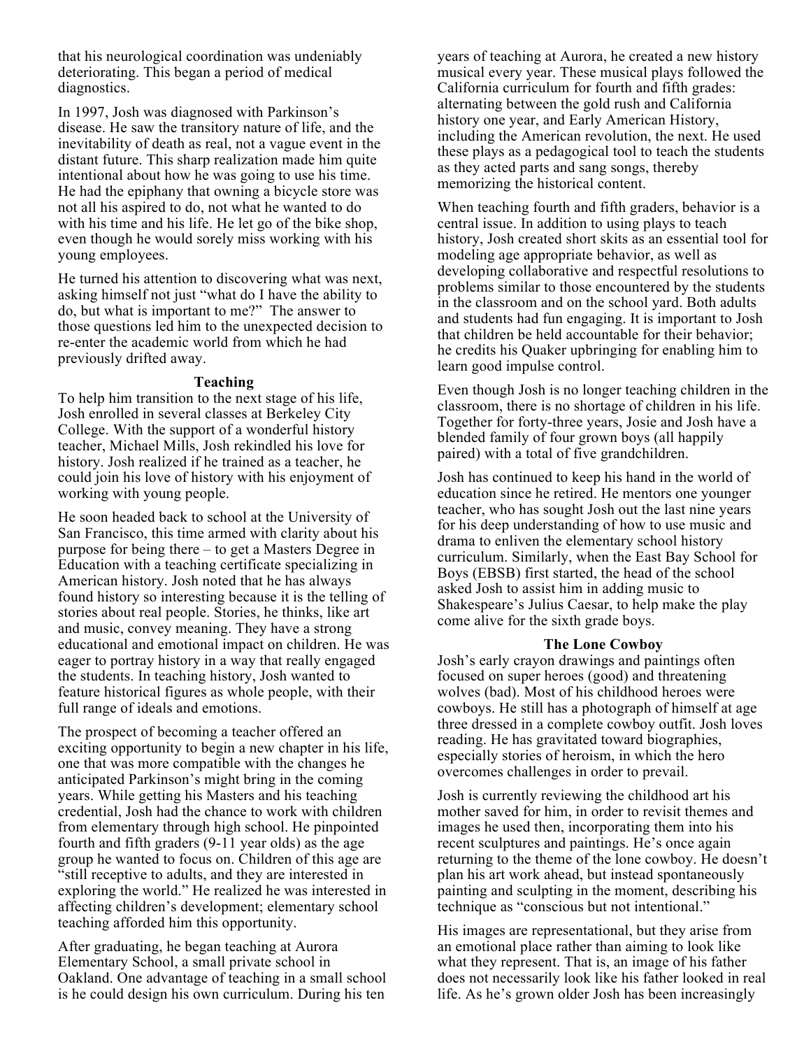that his neurological coordination was undeniably deteriorating. This began a period of medical diagnostics.

In 1997, Josh was diagnosed with Parkinson's disease. He saw the transitory nature of life, and the inevitability of death as real, not a vague event in the distant future. This sharp realization made him quite intentional about how he was going to use his time. He had the epiphany that owning a bicycle store was not all his aspired to do, not what he wanted to do with his time and his life. He let go of the bike shop, even though he would sorely miss working with his young employees.

He turned his attention to discovering what was next, asking himself not just "what do I have the ability to do, but what is important to me?" The answer to those questions led him to the unexpected decision to re-enter the academic world from which he had previously drifted away.

### Teaching

To help him transition to the next stage of his life, Josh enrolled in several classes at Berkeley City College. With the support of a wonderful history teacher, Michael Mills, Josh rekindled his love for history. Josh realized if he trained as a teacher, he could join his love of history with his enjoyment of working with young people.

He soon headed back to school at the University of San Francisco, this time armed with clarity about his purpose for being there – to get a Masters Degree in Education with a teaching certificate specializing in American history. Josh noted that he has always found history so interesting because it is the telling of stories about real people. Stories, he thinks, like art and music, convey meaning. They have a strong educational and emotional impact on children. He was eager to portray history in a way that really engaged the students. In teaching history, Josh wanted to feature historical figures as whole people, with their full range of ideals and emotions.

The prospect of becoming a teacher offered an exciting opportunity to begin a new chapter in his life, one that was more compatible with the changes he anticipated Parkinson's might bring in the coming years. While getting his Masters and his teaching credential, Josh had the chance to work with children from elementary through high school. He pinpointed fourth and fifth graders (9-11 year olds) as the age group he wanted to focus on. Children of this age are "still receptive to adults, and they are interested in exploring the world." He realized he was interested in affecting children's development; elementary school teaching afforded him this opportunity.

After graduating, he began teaching at Aurora Elementary School, a small private school in Oakland. One advantage of teaching in a small school is he could design his own curriculum. During his ten years of teaching at Aurora, he created a new history musical every year. These musical plays followed the California curriculum for fourth and fifth grades: alternating between the gold rush and California history one year, and Early American History, including the American revolution, the next. He used these plays as a pedagogical tool to teach the students as they acted parts and sang songs, thereby memorizing the historical content.

When teaching fourth and fifth graders, behavior is a central issue. In addition to using plays to teach history, Josh created short skits as an essential tool for modeling age appropriate behavior, as well as developing collaborative and respectful resolutions to problems similar to those encountered by the students in the classroom and on the school yard. Both adults and students had fun engaging. It is important to Josh that children be held accountable for their behavior; he credits his Quaker upbringing for enabling him to learn good impulse control.

Even though Josh is no longer teaching children in the classroom, there is no shortage of children in his life. Together for forty-three years, Josie and Josh have a blended family of four grown boys (all happily paired) with a total of five grandchildren.

Josh has continued to keep his hand in the world of education since he retired. He mentors one younger teacher, who has sought Josh out the last nine years for his deep understanding of how to use music and drama to enliven the elementary school history curriculum. Similarly, when the East Bay School for Boys (EBSB) first started, the head of the school asked Josh to assist him in adding music to Shakespeare's Julius Caesar, to help make the play come alive for the sixth grade boys.

### The Lone Cowboy

Josh's early crayon drawings and paintings often focused on super heroes (good) and threatening wolves (bad). Most of his childhood heroes were cowboys. He still has a photograph of himself at age three dressed in a complete cowboy outfit. Josh loves reading. He has gravitated toward biographies, especially stories of heroism, in which the hero overcomes challenges in order to prevail.

Josh is currently reviewing the childhood art his mother saved for him, in order to revisit themes and images he used then, incorporating them into his recent sculptures and paintings. He's once again returning to the theme of the lone cowboy. He doesn't plan his art work ahead, but instead spontaneously painting and sculpting in the moment, describing his technique as "conscious but not intentional."

His images are representational, but they arise from an emotional place rather than aiming to look like what they represent. That is, an image of his father does not necessarily look like his father looked in real life. As he's grown older Josh has been increasingly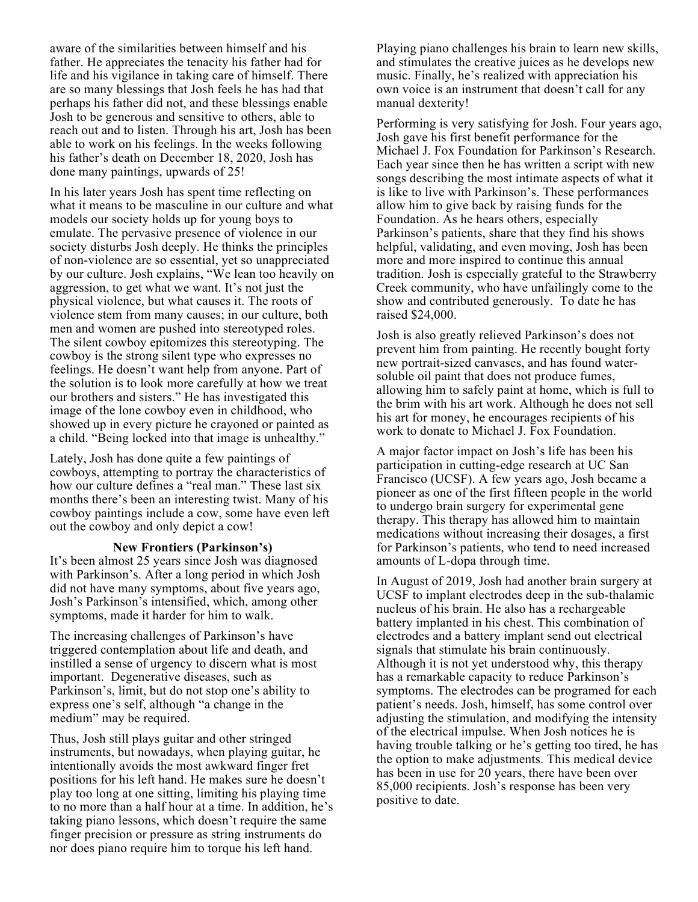aware of the similarities between himself and his father. He appreciates the tenacity his father had for life and his vigilance in taking care of himself. There are so many blessings that Josh feels he has had that perhaps his father did not, and these blessings enable Josh to be generous and sensitive to others, able to reach out and to listen. Through his art, Josh has been able to work on his feelings. In the weeks following his father's death on December 18, 2020, Josh has done many paintings, upwards of 25!

In his later years Josh has spent time reflecting on what it means to be masculine in our culture and what models our society holds up for young boys to emulate. The pervasive presence of violence in our society disturbs Josh deeply. He thinks the principles of non-violence are so essential, yet so unappreciated by our culture. Josh explains, "We lean too heavily on aggression, to get what we want. It's not just the physical violence, but what causes it. The roots of violence stem from many causes; in our culture, both men and women are pushed into stereotyped roles. The silent cowboy epitomizes this stereotyping. The cowboy is the strong silent type who expresses no feelings. He doesn't want help from anyone. Part of the solution is to look more carefully at how we treat our brothers and sisters." He has investigated this image of the lone cowboy even in childhood, who showed up in every picture he crayoned or painted as a child. "Being locked into that image is unhealthy."

Lately, Josh has done quite a few paintings of cowboys, attempting to portray the characteristics of how our culture defines a "real man." These last six months there's been an interesting twist. Many of his cowboy paintings include a cow, some have even left out the cowboy and only depict a cow!

**New Frontiers (Parkinson's)**

It's been almost 25 years since Josh was diagnosed with Parkinson's. After a long period in which Josh did not have many symptoms, about five years ago, Josh's Parkinson's intensified, which, among other symptoms, made it harder for him to walk.

The increasing challenges of Parkinson's have triggered contemplation about life and death, and instilled a sense of urgency to discern what is most important. Degenerative diseases, such as Parkinson's, limit, but do not stop one's ability to express one's self, although "a change in the medium" may be required.

Thus, Josh still plays guitar and other stringed instruments, but nowadays, when playing guitar, he intentionally avoids the most awkward finger fret positions for his left hand. He makes sure he doesn't play too long at one sitting, limiting his playing time to no more than a half hour at a time. In addition, he's taking piano lessons, which doesn't require the same finger precision or pressure as string instruments do nor does piano require him to torque his left hand. Playing piano challenges his brain to learn new skills, and stimulates the creative juices as he develops new music. Finally, he's realized with appreciation his own voice is an instrument that doesn't call for any manual dexterity!

Performing is very satisfying for Josh. Four years ago, Josh gave his first benefit performance for the Michael J. Fox Foundation for Parkinson's Research. Each year since then he has written a script with new songs describing the most intimate aspects of what it is like to live with Parkinson's. These performances allow him to give back by raising funds for the Foundation. As he hears others, especially Parkinson's patients, share that they find his shows helpful, validating, and even moving, Josh has been more and more inspired to continue this annual tradition. Josh is especially grateful to the Strawberry Creek community, who have unfailingly come to the show and contributed generously. To date he has raised $24,000.

Josh is also greatly relieved Parkinson's does not prevent him from painting. He recently bought forty new portrait-sized canvases, and has found water-soluble oil paint that does not produce fumes, allowing him to safely paint at home, which is full to the brim with his art work. Although he does not sell his art for money, he encourages recipients of his work to donate to Michael J. Fox Foundation.

A major factor impact on Josh's life has been his participation in cutting-edge research at UC San Francisco (UCSF). A few years ago, Josh became a pioneer as one of the first fifteen people in the world to undergo brain surgery for experimental gene therapy. This therapy has allowed him to maintain medications without increasing their dosages, a first for Parkinson's patients, who tend to need increased amounts of L-dopa through time.

In August of 2019, Josh had another brain surgery at UCSF to implant electrodes deep in the sub-thalamic nucleus of his brain. He also has a rechargeable battery implanted in his chest. This combination of electrodes and a battery implant send out electrical signals that stimulate his brain continuously. Although it is not yet understood why, this therapy has a remarkable capacity to reduce Parkinson's symptoms. The electrodes can be programed for each patient's needs. Josh, himself, has some control over adjusting the stimulation, and modifying the intensity of the electrical impulse. When Josh notices he is having trouble talking or he's getting too tired, he has the option to make adjustments. This medical device has been in use for 20 years, there have been over 85,000 recipients. Josh's response has been very positive to date.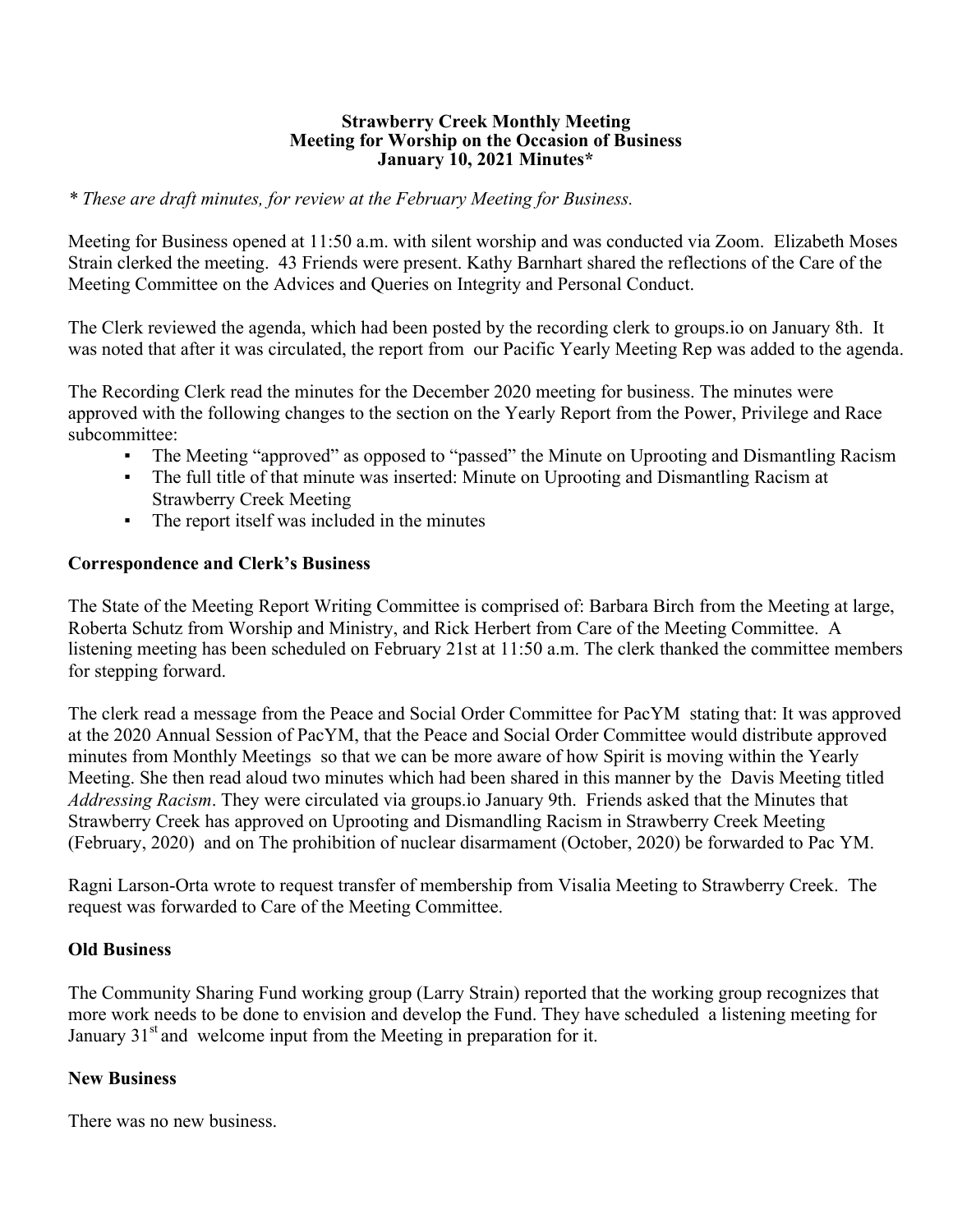**Strawberry Creek Monthly Meeting**
**Meeting for Worship on the Occasion of Business**
**January 10, 2021 Minutes***

*\* These are draft minutes, for review at the February Meeting for Business.*

Meeting for Business opened at 11:50 a.m. with silent worship and was conducted via Zoom. Elizabeth Moses Strain clerked the meeting. 43 Friends were present. Kathy Barnhart shared the reflections of the Care of the Meeting Committee on the Advices and Queries on Integrity and Personal Conduct.

The Clerk reviewed the agenda, which had been posted by the recording clerk to groups.io on January 8th. It was noted that after it was circulated, the report from our Pacific Yearly Meeting Rep was added to the agenda.

The Recording Clerk read the minutes for the December 2020 meeting for business. The minutes were approved with the following changes to the section on the Yearly Report from the Power, Privilege and Race subcommittee:

- The Meeting "approved" as opposed to "passed" the Minute on Uprooting and Dismantling Racism
- The full title of that minute was inserted: Minute on Uprooting and Dismantling Racism at Strawberry Creek Meeting
- The report itself was included in the minutes

## Correspondence and Clerk's Business

The State of the Meeting Report Writing Committee is comprised of: Barbara Birch from the Meeting at large, Roberta Schutz from Worship and Ministry, and Rick Herbert from Care of the Meeting Committee. A listening meeting has been scheduled on February 21st at 11:50 a.m. The clerk thanked the committee members for stepping forward.

The clerk read a message from the Peace and Social Order Committee for PacYM stating that: It was approved at the 2020 Annual Session of PacYM, that the Peace and Social Order Committee would distribute approved minutes from Monthly Meetings so that we can be more aware of how Spirit is moving within the Yearly Meeting. She then read aloud two minutes which had been shared in this manner by the Davis Meeting titled *Addressing Racism*. They were circulated via groups.io January 9th. Friends asked that the Minutes that Strawberry Creek has approved on Uprooting and Dismandling Racism in Strawberry Creek Meeting (February, 2020) and on The prohibition of nuclear disarmament (October, 2020) be forwarded to Pac YM.

Ragni Larson-Orta wrote to request transfer of membership from Visalia Meeting to Strawberry Creek. The request was forwarded to Care of the Meeting Committee.

## Old Business

The Community Sharing Fund working group (Larry Strain) reported that the working group recognizes that more work needs to be done to envision and develop the Fund. They have scheduled a listening meeting for January 31st and welcome input from the Meeting in preparation for it.

## New Business

There was no new business.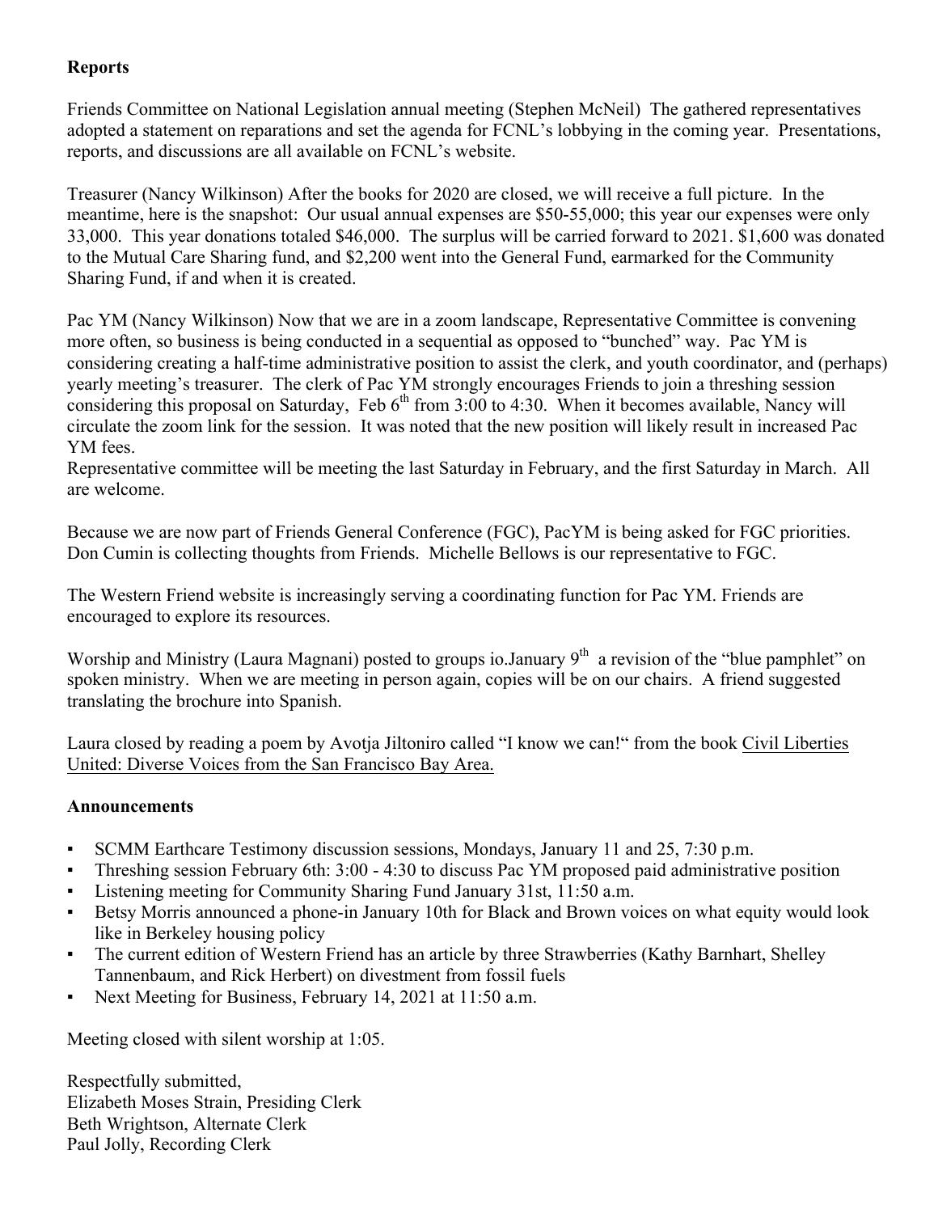**Reports**

Friends Committee on National Legislation annual meeting (Stephen McNeil) The gathered representatives adopted a statement on reparations and set the agenda for FCNL's lobbying in the coming year. Presentations, reports, and discussions are all available on FCNL's website.

Treasurer (Nancy Wilkinson) After the books for 2020 are closed, we will receive a full picture. In the meantime, here is the snapshot: Our usual annual expenses are $50-55,000; this year our expenses were only 33,000. This year donations totaled $46,000. The surplus will be carried forward to 2021. $1,600 was donated to the Mutual Care Sharing fund, and $2,200 went into the General Fund, earmarked for the Community Sharing Fund, if and when it is created.

Pac YM (Nancy Wilkinson) Now that we are in a zoom landscape, Representative Committee is convening more often, so business is being conducted in a sequential as opposed to "bunched" way. Pac YM is considering creating a half-time administrative position to assist the clerk, and youth coordinator, and (perhaps) yearly meeting's treasurer. The clerk of Pac YM strongly encourages Friends to join a threshing session considering this proposal on Saturday, Feb 6th from 3:00 to 4:30. When it becomes available, Nancy will circulate the zoom link for the session. It was noted that the new position will likely result in increased Pac YM fees.
Representative committee will be meeting the last Saturday in February, and the first Saturday in March. All are welcome.

Because we are now part of Friends General Conference (FGC), PacYM is being asked for FGC priorities. Don Cumin is collecting thoughts from Friends. Michelle Bellows is our representative to FGC.

The Western Friend website is increasingly serving a coordinating function for Pac YM. Friends are encouraged to explore its resources.

Worship and Ministry (Laura Magnani) posted to groups io.January 9th a revision of the "blue pamphlet" on spoken ministry. When we are meeting in person again, copies will be on our chairs. A friend suggested translating the brochure into Spanish.

Laura closed by reading a poem by Avotja Jiltoniro called "I know we can!" from the book Civil Liberties United: Diverse Voices from the San Francisco Bay Area.

**Announcements**

- SCMM Earthcare Testimony discussion sessions, Mondays, January 11 and 25, 7:30 p.m.
- Threshing session February 6th: 3:00 - 4:30 to discuss Pac YM proposed paid administrative position
- Listening meeting for Community Sharing Fund January 31st, 11:50 a.m.
- Betsy Morris announced a phone-in January 10th for Black and Brown voices on what equity would look like in Berkeley housing policy
- The current edition of Western Friend has an article by three Strawberries (Kathy Barnhart, Shelley Tannenbaum, and Rick Herbert) on divestment from fossil fuels
- Next Meeting for Business, February 14, 2021 at 11:50 a.m.

Meeting closed with silent worship at 1:05.

Respectfully submitted,
Elizabeth Moses Strain, Presiding Clerk
Beth Wrightson, Alternate Clerk
Paul Jolly, Recording Clerk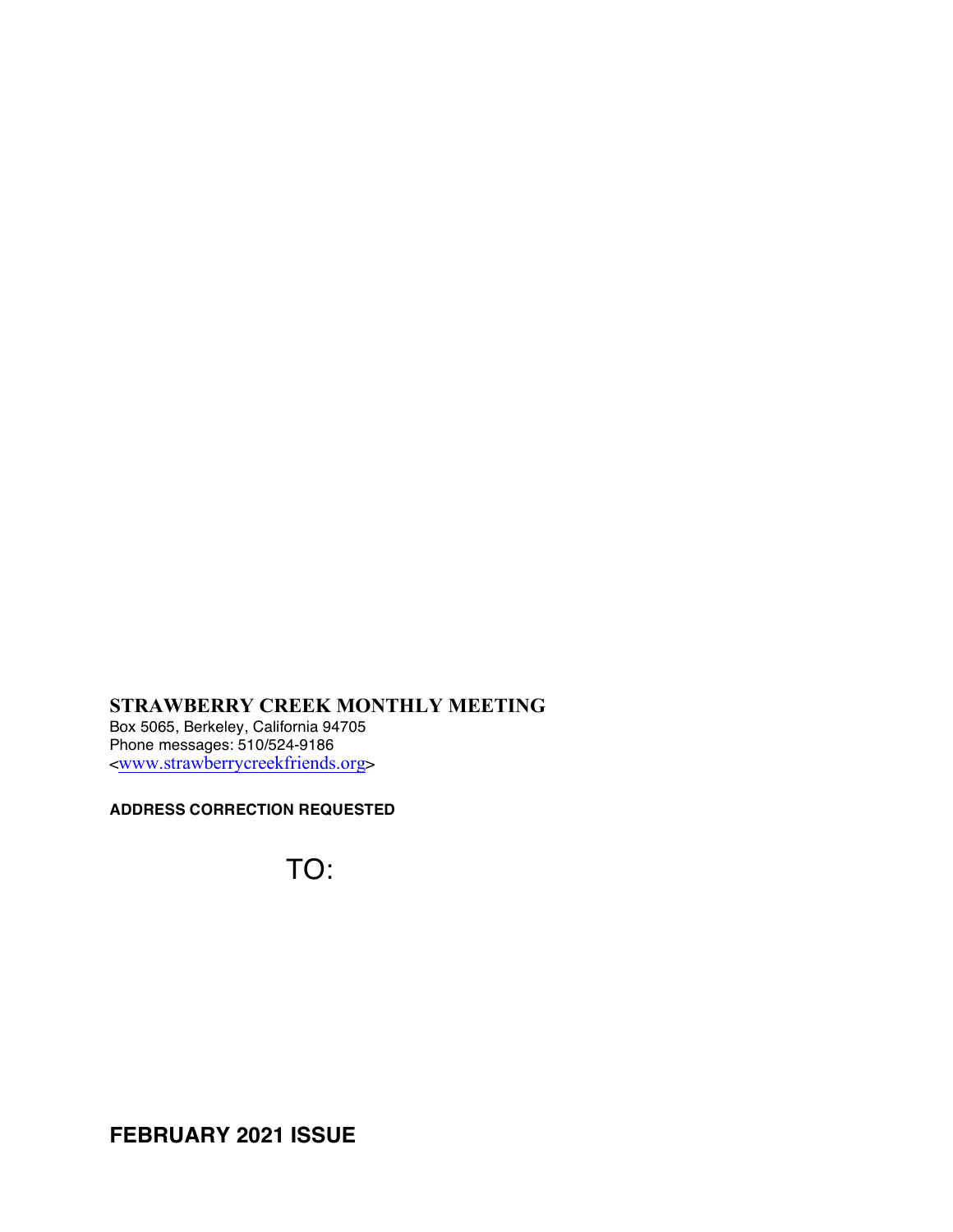**STRAWBERRY CREEK MONTHLY MEETING**
Box 5065, Berkeley, California 94705
Phone messages: 510/524-9186
<www.strawberrycreekfriends.org>

**ADDRESS CORRECTION REQUESTED**

TO:

**FEBRUARY 2021 ISSUE**